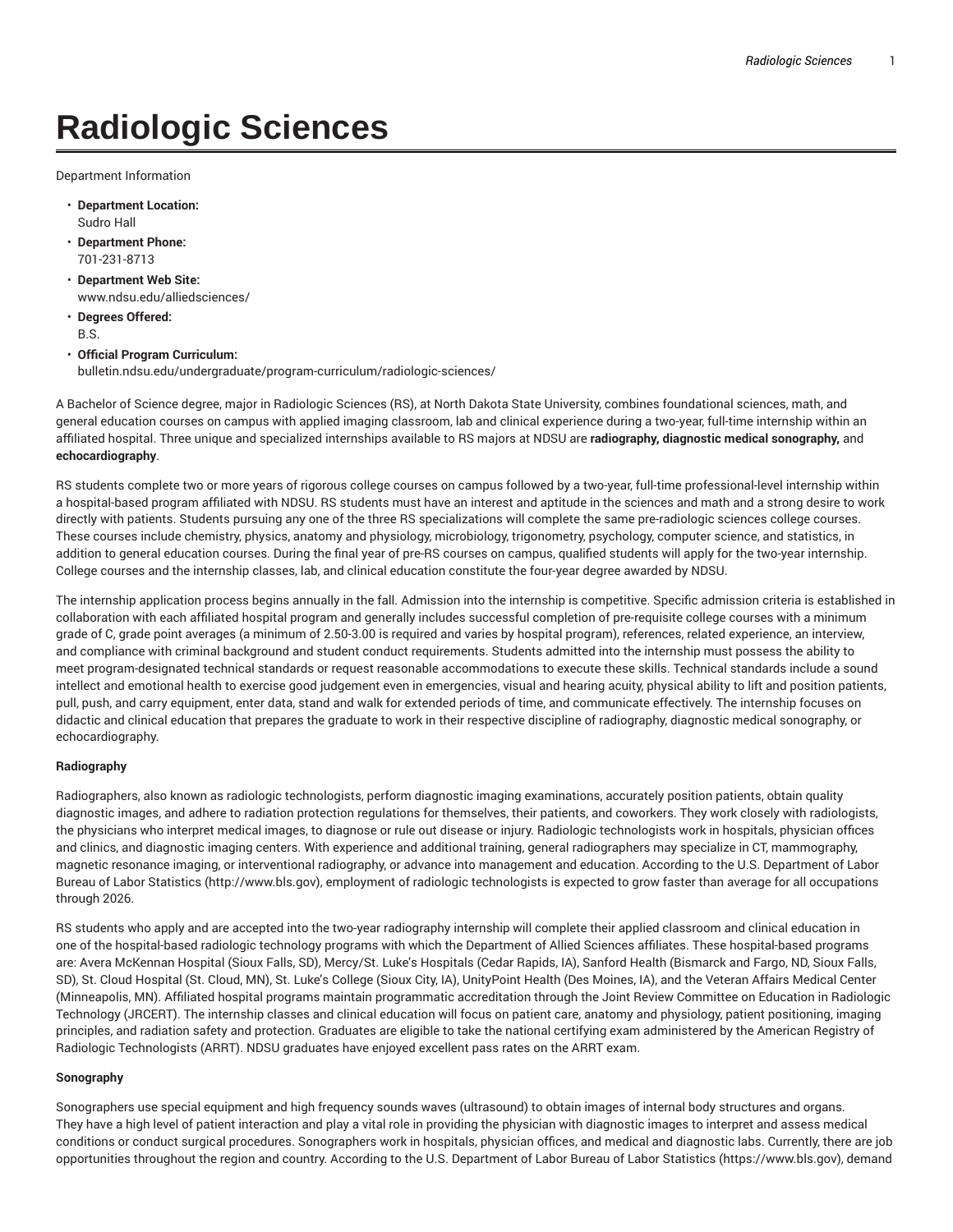# Radiologic Sciences

Department Information

- **Department Location:**
  Sudro Hall
- **Department Phone:**
  701-231-8713
- **Department Web Site:**
  www.ndsu.edu/alliedsciences/
- **Degrees Offered:**
  B.S.
- **Official Program Curriculum:**
  bulletin.ndsu.edu/undergraduate/program-curriculum/radiologic-sciences/

A Bachelor of Science degree, major in Radiologic Sciences (RS), at North Dakota State University, combines foundational sciences, math, and general education courses on campus with applied imaging classroom, lab and clinical experience during a two-year, full-time internship within an affiliated hospital. Three unique and specialized internships available to RS majors at NDSU are **radiography, diagnostic medical sonography,** and **echocardiography**.

RS students complete two or more years of rigorous college courses on campus followed by a two-year, full-time professional-level internship within a hospital-based program affiliated with NDSU. RS students must have an interest and aptitude in the sciences and math and a strong desire to work directly with patients. Students pursuing any one of the three RS specializations will complete the same pre-radiologic sciences college courses. These courses include chemistry, physics, anatomy and physiology, microbiology, trigonometry, psychology, computer science, and statistics, in addition to general education courses. During the final year of pre-RS courses on campus, qualified students will apply for the two-year internship. College courses and the internship classes, lab, and clinical education constitute the four-year degree awarded by NDSU.

The internship application process begins annually in the fall. Admission into the internship is competitive. Specific admission criteria is established in collaboration with each affiliated hospital program and generally includes successful completion of pre-requisite college courses with a minimum grade of C, grade point averages (a minimum of 2.50-3.00 is required and varies by hospital program), references, related experience, an interview, and compliance with criminal background and student conduct requirements. Students admitted into the internship must possess the ability to meet program-designated technical standards or request reasonable accommodations to execute these skills. Technical standards include a sound intellect and emotional health to exercise good judgement even in emergencies, visual and hearing acuity, physical ability to lift and position patients, pull, push, and carry equipment, enter data, stand and walk for extended periods of time, and communicate effectively. The internship focuses on didactic and clinical education that prepares the graduate to work in their respective discipline of radiography, diagnostic medical sonography, or echocardiography.

**Radiography**

Radiographers, also known as radiologic technologists, perform diagnostic imaging examinations, accurately position patients, obtain quality diagnostic images, and adhere to radiation protection regulations for themselves, their patients, and coworkers. They work closely with radiologists, the physicians who interpret medical images, to diagnose or rule out disease or injury. Radiologic technologists work in hospitals, physician offices and clinics, and diagnostic imaging centers. With experience and additional training, general radiographers may specialize in CT, mammography, magnetic resonance imaging, or interventional radiography, or advance into management and education. According to the U.S. Department of Labor Bureau of Labor Statistics (http://www.bls.gov), employment of radiologic technologists is expected to grow faster than average for all occupations through 2026.

RS students who apply and are accepted into the two-year radiography internship will complete their applied classroom and clinical education in one of the hospital-based radiologic technology programs with which the Department of Allied Sciences affiliates. These hospital-based programs are: Avera McKennan Hospital (Sioux Falls, SD), Mercy/St. Luke's Hospitals (Cedar Rapids, IA), Sanford Health (Bismarck and Fargo, ND, Sioux Falls, SD), St. Cloud Hospital (St. Cloud, MN), St. Luke's College (Sioux City, IA), UnityPoint Health (Des Moines, IA), and the Veteran Affairs Medical Center (Minneapolis, MN). Affiliated hospital programs maintain programmatic accreditation through the Joint Review Committee on Education in Radiologic Technology (JRCERT). The internship classes and clinical education will focus on patient care, anatomy and physiology, patient positioning, imaging principles, and radiation safety and protection. Graduates are eligible to take the national certifying exam administered by the American Registry of Radiologic Technologists (ARRT). NDSU graduates have enjoyed excellent pass rates on the ARRT exam.

**Sonography**

Sonographers use special equipment and high frequency sounds waves (ultrasound) to obtain images of internal body structures and organs. They have a high level of patient interaction and play a vital role in providing the physician with diagnostic images to interpret and assess medical conditions or conduct surgical procedures. Sonographers work in hospitals, physician offices, and medical and diagnostic labs. Currently, there are job opportunities throughout the region and country. According to the U.S. Department of Labor Bureau of Labor Statistics (https://www.bls.gov), demand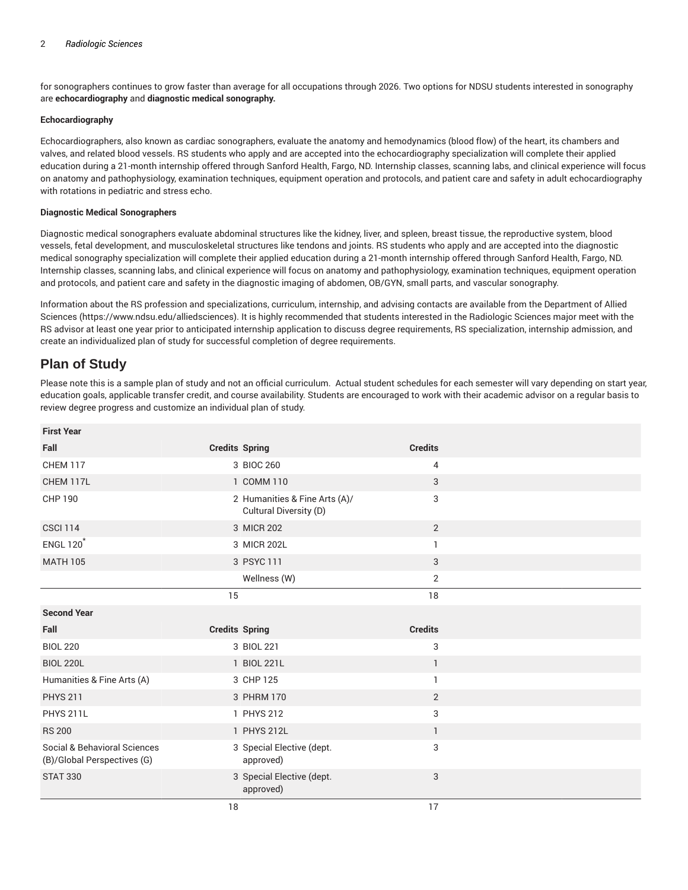for sonographers continues to grow faster than average for all occupations through 2026. Two options for NDSU students interested in sonography are **echocardiography** and **diagnostic medical sonography.**

**Echocardiography**

Echocardiographers, also known as cardiac sonographers, evaluate the anatomy and hemodynamics (blood flow) of the heart, its chambers and valves, and related blood vessels. RS students who apply and are accepted into the echocardiography specialization will complete their applied education during a 21-month internship offered through Sanford Health, Fargo, ND. Internship classes, scanning labs, and clinical experience will focus on anatomy and pathophysiology, examination techniques, equipment operation and protocols, and patient care and safety in adult echocardiography with rotations in pediatric and stress echo.

**Diagnostic Medical Sonographers**

Diagnostic medical sonographers evaluate abdominal structures like the kidney, liver, and spleen, breast tissue, the reproductive system, blood vessels, fetal development, and musculoskeletal structures like tendons and joints. RS students who apply and are accepted into the diagnostic medical sonography specialization will complete their applied education during a 21-month internship offered through Sanford Health, Fargo, ND. Internship classes, scanning labs, and clinical experience will focus on anatomy and pathophysiology, examination techniques, equipment operation and protocols, and patient care and safety in the diagnostic imaging of abdomen, OB/GYN, small parts, and vascular sonography.

Information about the RS profession and specializations, curriculum, internship, and advising contacts are available from the Department of Allied Sciences (https://www.ndsu.edu/alliedsciences). It is highly recommended that students interested in the Radiologic Sciences major meet with the RS advisor at least one year prior to anticipated internship application to discuss degree requirements, RS specialization, internship admission, and create an individualized plan of study for successful completion of degree requirements.

## Plan of Study

Please note this is a sample plan of study and not an official curriculum. Actual student schedules for each semester will vary depending on start year, education goals, applicable transfer credit, and course availability. Students are encouraged to work with their academic advisor on a regular basis to review degree progress and customize an individual plan of study.

| First Year | | | |
|---|---|---|---|
| **Fall** | **Credits** | **Spring** | **Credits** |
| CHEM 117 | 3 | BIOC 260 | 4 |
| CHEM 117L | 1 | COMM 110 | 3 |
| CHP 190 | 2 | Humanities & Fine Arts (A)/ Cultural Diversity (D) | 3 |
| CSCI 114 | 3 | MICR 202 | 2 |
| ENGL 120* | 3 | MICR 202L | 1 |
| MATH 105 | 3 | PSYC 111 | 3 |
| | | Wellness (W) | 2 |
| | 15 | | 18 |
| **Second Year** | | | |
| **Fall** | **Credits** | **Spring** | **Credits** |
| BIOL 220 | 3 | BIOL 221 | 3 |
| BIOL 220L | 1 | BIOL 221L | 1 |
| Humanities & Fine Arts (A) | 3 | CHP 125 | 1 |
| PHYS 211 | 3 | PHRM 170 | 2 |
| PHYS 211L | 1 | PHYS 212 | 3 |
| RS 200 | 1 | PHYS 212L | 1 |
| Social & Behavioral Sciences (B)/Global Perspectives (G) | 3 | Special Elective (dept. approved) | 3 |
| STAT 330 | 3 | Special Elective (dept. approved) | 3 |
| | 18 | | 17 |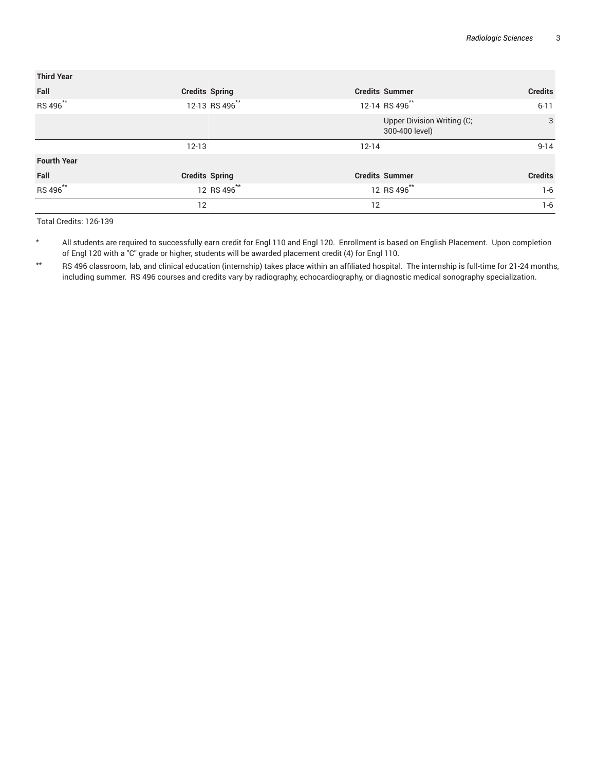| Third Year | | | | | |
|---|---|---|---|---|---|
| Fall | Credits | Spring | Credits | Summer | Credits |
| RS 496** | 12-13 | RS 496** | 12-14 | RS 496** | 6-11 |
| | | | | Upper Division Writing (C; 300-400 level) | 3 |
| | 12-13 | | 12-14 | | 9-14 |

| Fourth Year | | | | | |
|---|---|---|---|---|---|
| Fall | Credits | Spring | Credits | Summer | Credits |
| RS 496** | 12 | RS 496** | 12 | RS 496** | 1-6 |
| | 12 | | 12 | | 1-6 |

Total Credits: 126-139

\* All students are required to successfully earn credit for Engl 110 and Engl 120. Enrollment is based on English Placement. Upon completion of Engl 120 with a "C" grade or higher, students will be awarded placement credit (4) for Engl 110.

\*\* RS 496 classroom, lab, and clinical education (internship) takes place within an affiliated hospital. The internship is full-time for 21-24 months, including summer. RS 496 courses and credits vary by radiography, echocardiography, or diagnostic medical sonography specialization.